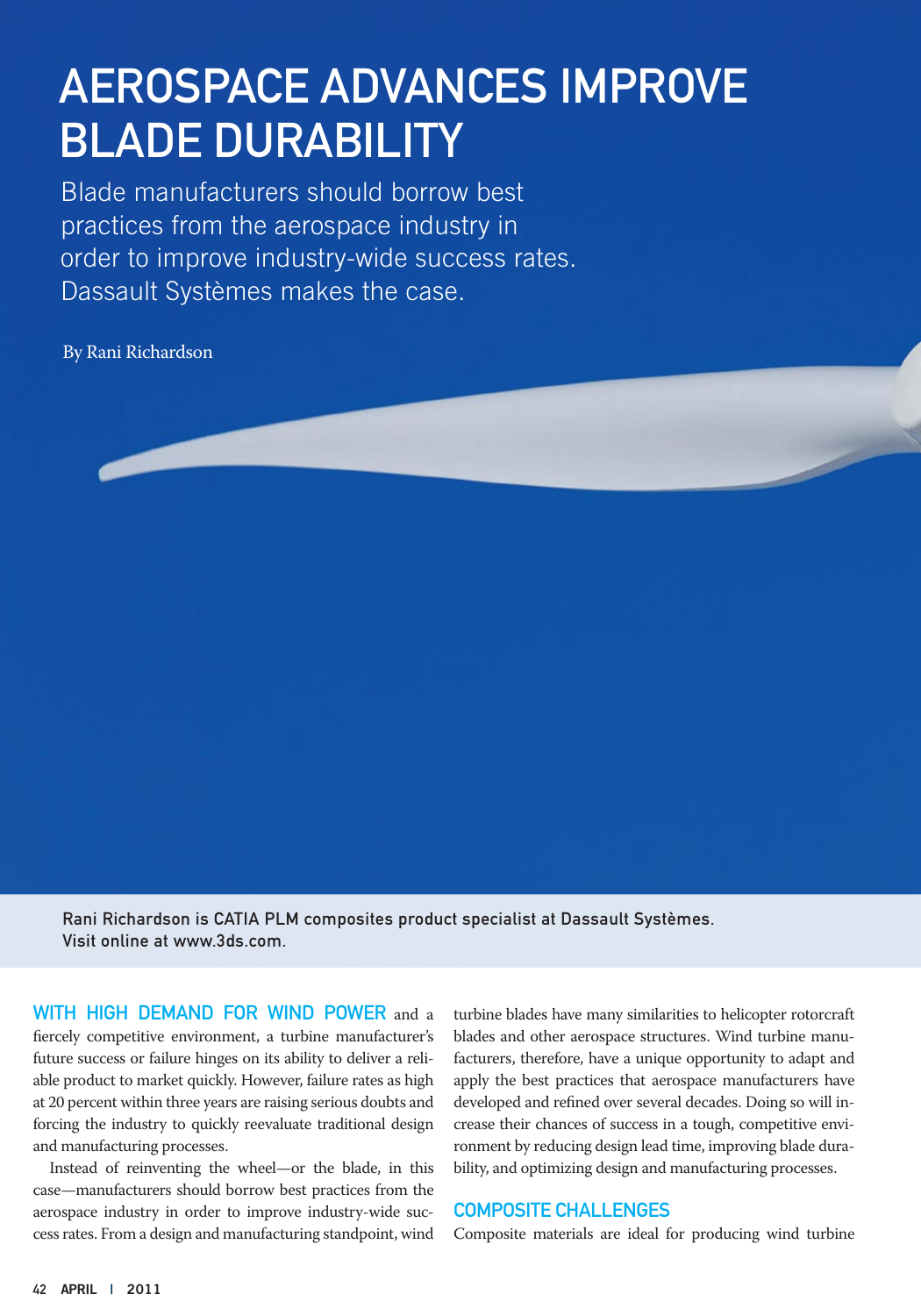# AEROSPACE ADVANCES IMPROVE BLADE DURABILITY

Blade manufacturers should borrow best practices from the aerospace industry in order to improve industry-wide success rates. Dassault Systèmes makes the case.

By Rani Richardson

Rani Richardson is CATIA PLM composites product specialist at Dassault Systèmes. Visit online at www.3ds.com.

**WITH HIGH DEMAND FOR WIND POWER** and a fiercely competitive environment, a turbine manufacturer's future success or failure hinges on its ability to deliver a reliable product to market quickly. However, failure rates as high at 20 percent within three years are raising serious doubts and forcing the industry to quickly reevaluate traditional design and manufacturing processes.

Instead of reinventing the wheel—or the blade, in this case—manufacturers should borrow best practices from the aerospace industry in order to improve industry-wide success rates. From a design and manufacturing standpoint, wind turbine blades have many similarities to helicopter rotorcraft blades and other aerospace structures. Wind turbine manufacturers, therefore, have a unique opportunity to adapt and apply the best practices that aerospace manufacturers have developed and refined over several decades. Doing so will increase their chances of success in a tough, competitive environment by reducing design lead time, improving blade durability, and optimizing design and manufacturing processes.

## COMPOSITE CHALLENGES

Composite materials are ideal for producing wind turbine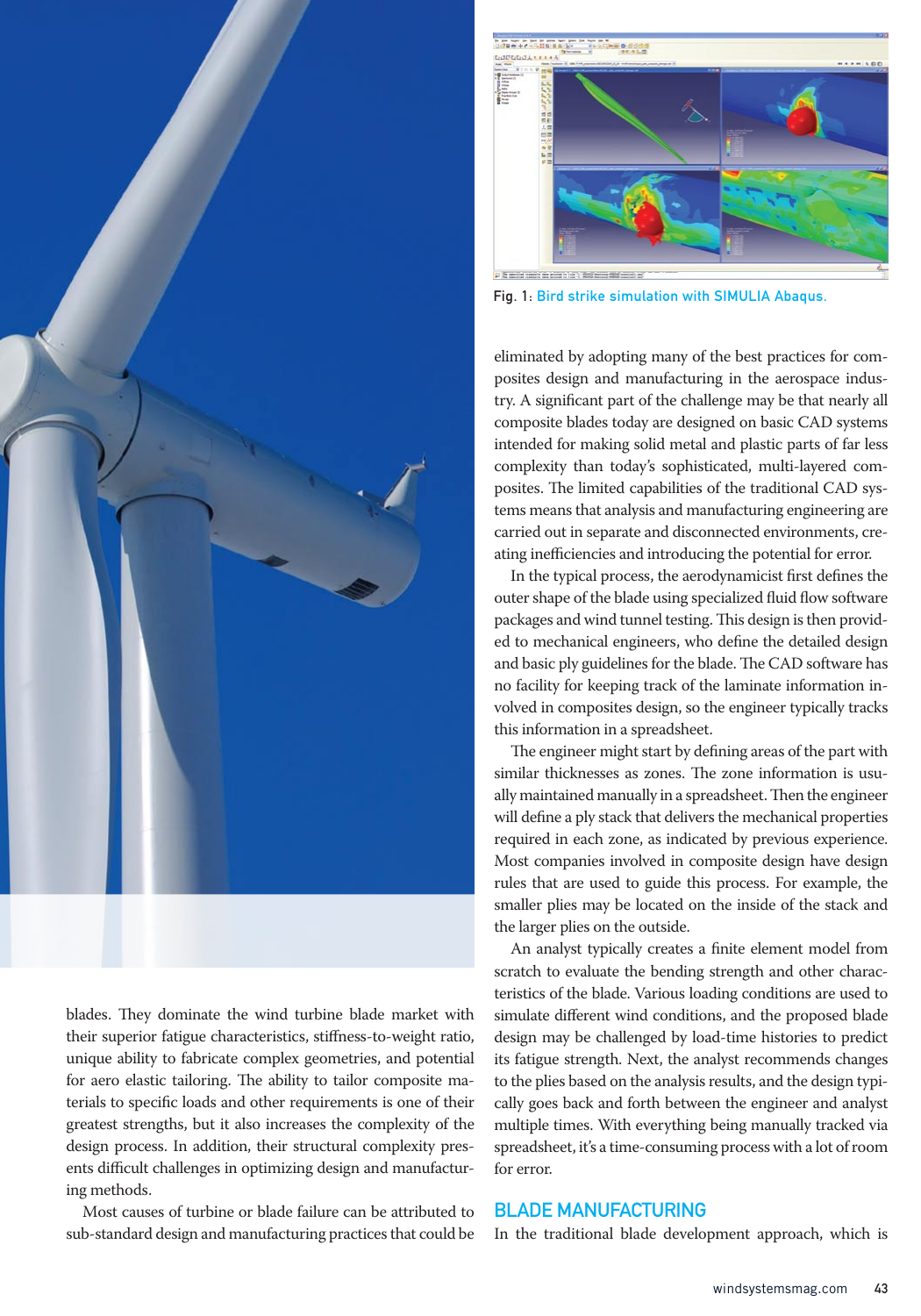blades. They dominate the wind turbine blade market with their superior fatigue characteristics, stiffness-to-weight ratio, unique ability to fabricate complex geometries, and potential for aero elastic tailoring. The ability to tailor composite materials to specific loads and other requirements is one of their greatest strengths, but it also increases the complexity of the design process. In addition, their structural complexity presents difficult challenges in optimizing design and manufacturing methods.

Most causes of turbine or blade failure can be attributed to sub-standard design and manufacturing practices that could be eliminated by adopting many of the best practices for composites design and manufacturing in the aerospace industry. A significant part of the challenge may be that nearly all composite blades today are designed on basic CAD systems intended for making solid metal and plastic parts of far less complexity than today's sophisticated, multi-layered composites. The limited capabilities of the traditional CAD systems means that analysis and manufacturing engineering are carried out in separate and disconnected environments, creating inefficiencies and introducing the potential for error.

Fig. 1: Bird strike simulation with SIMULIA Abaqus.

In the typical process, the aerodynamicist first defines the outer shape of the blade using specialized fluid flow software packages and wind tunnel testing. This design is then provided to mechanical engineers, who define the detailed design and basic ply guidelines for the blade. The CAD software has no facility for keeping track of the laminate information involved in composites design, so the engineer typically tracks this information in a spreadsheet.

The engineer might start by defining areas of the part with similar thicknesses as zones. The zone information is usually maintained manually in a spreadsheet. Then the engineer will define a ply stack that delivers the mechanical properties required in each zone, as indicated by previous experience. Most companies involved in composite design have design rules that are used to guide this process. For example, the smaller plies may be located on the inside of the stack and the larger plies on the outside.

An analyst typically creates a finite element model from scratch to evaluate the bending strength and other characteristics of the blade. Various loading conditions are used to simulate different wind conditions, and the proposed blade design may be challenged by load-time histories to predict its fatigue strength. Next, the analyst recommends changes to the plies based on the analysis results, and the design typically goes back and forth between the engineer and analyst multiple times. With everything being manually tracked via spreadsheet, it's a time-consuming process with a lot of room for error.

## BLADE MANUFACTURING

In the traditional blade development approach, which is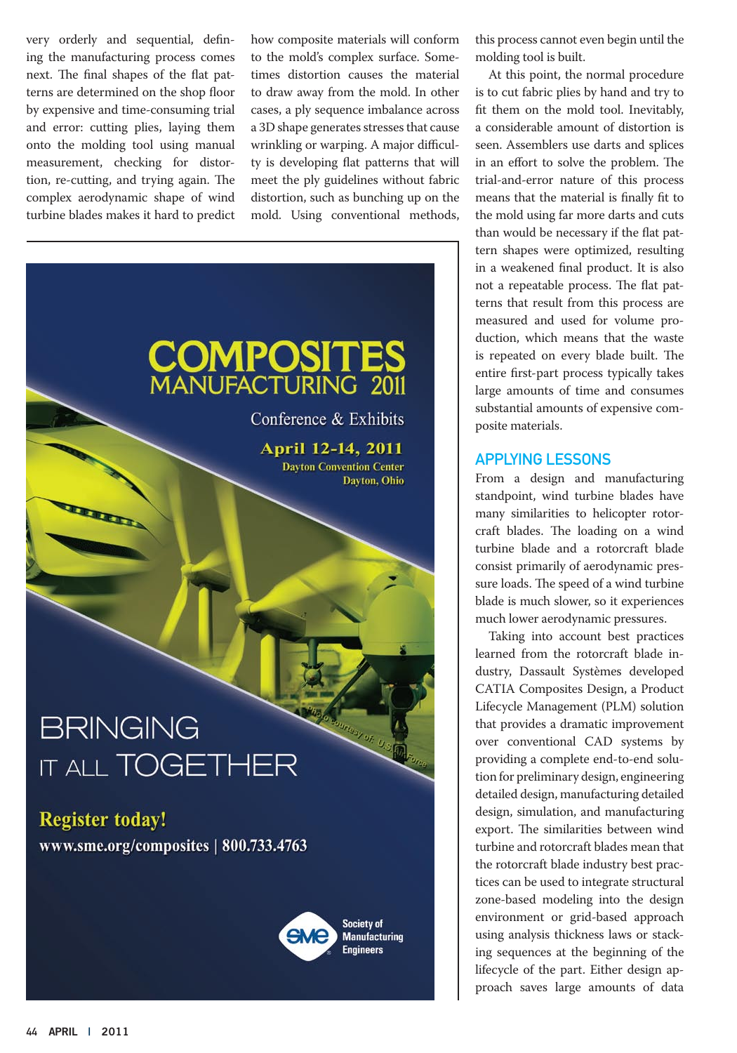very orderly and sequential, defining the manufacturing process comes next. The final shapes of the flat patterns are determined on the shop floor by expensive and time-consuming trial and error: cutting plies, laying them onto the molding tool using manual measurement, checking for distortion, re-cutting, and trying again. The complex aerodynamic shape of wind turbine blades makes it hard to predict how composite materials will conform to the mold's complex surface. Sometimes distortion causes the material to draw away from the mold. In other cases, a ply sequence imbalance across a 3D shape generates stresses that cause wrinkling or warping. A major difficulty is developing flat patterns that will meet the ply guidelines without fabric distortion, such as bunching up on the mold. Using conventional methods, this process cannot even begin until the molding tool is built.

At this point, the normal procedure is to cut fabric plies by hand and try to fit them on the mold tool. Inevitably, a considerable amount of distortion is seen. Assemblers use darts and splices in an effort to solve the problem. The trial-and-error nature of this process means that the material is finally fit to the mold using far more darts and cuts than would be necessary if the flat pattern shapes were optimized, resulting in a weakened final product. It is also not a repeatable process. The flat patterns that result from this process are measured and used for volume production, which means that the waste is repeated on every blade built. The entire first-part process typically takes large amounts of time and consumes substantial amounts of expensive composite materials.

COMPOSITES MANUFACTURING 2011

Conference & Exhibits

April 12-14, 2011
Dayton Convention Center
Dayton, Ohio

BRINGING IT ALL TOGETHER

Register today!
www.sme.org/composites | 800.733.4763

Society of Manufacturing Engineers

## APPLYING LESSONS

From a design and manufacturing standpoint, wind turbine blades have many similarities to helicopter rotorcraft blades. The loading on a wind turbine blade and a rotorcraft blade consist primarily of aerodynamic pressure loads. The speed of a wind turbine blade is much slower, so it experiences much lower aerodynamic pressures.

Taking into account best practices learned from the rotorcraft blade industry, Dassault Systèmes developed CATIA Composites Design, a Product Lifecycle Management (PLM) solution that provides a dramatic improvement over conventional CAD systems by providing a complete end-to-end solution for preliminary design, engineering detailed design, manufacturing detailed design, simulation, and manufacturing export. The similarities between wind turbine and rotorcraft blades mean that the rotorcraft blade industry best practices can be used to integrate structural zone-based modeling into the design environment or grid-based approach using analysis thickness laws or stacking sequences at the beginning of the lifecycle of the part. Either design approach saves large amounts of data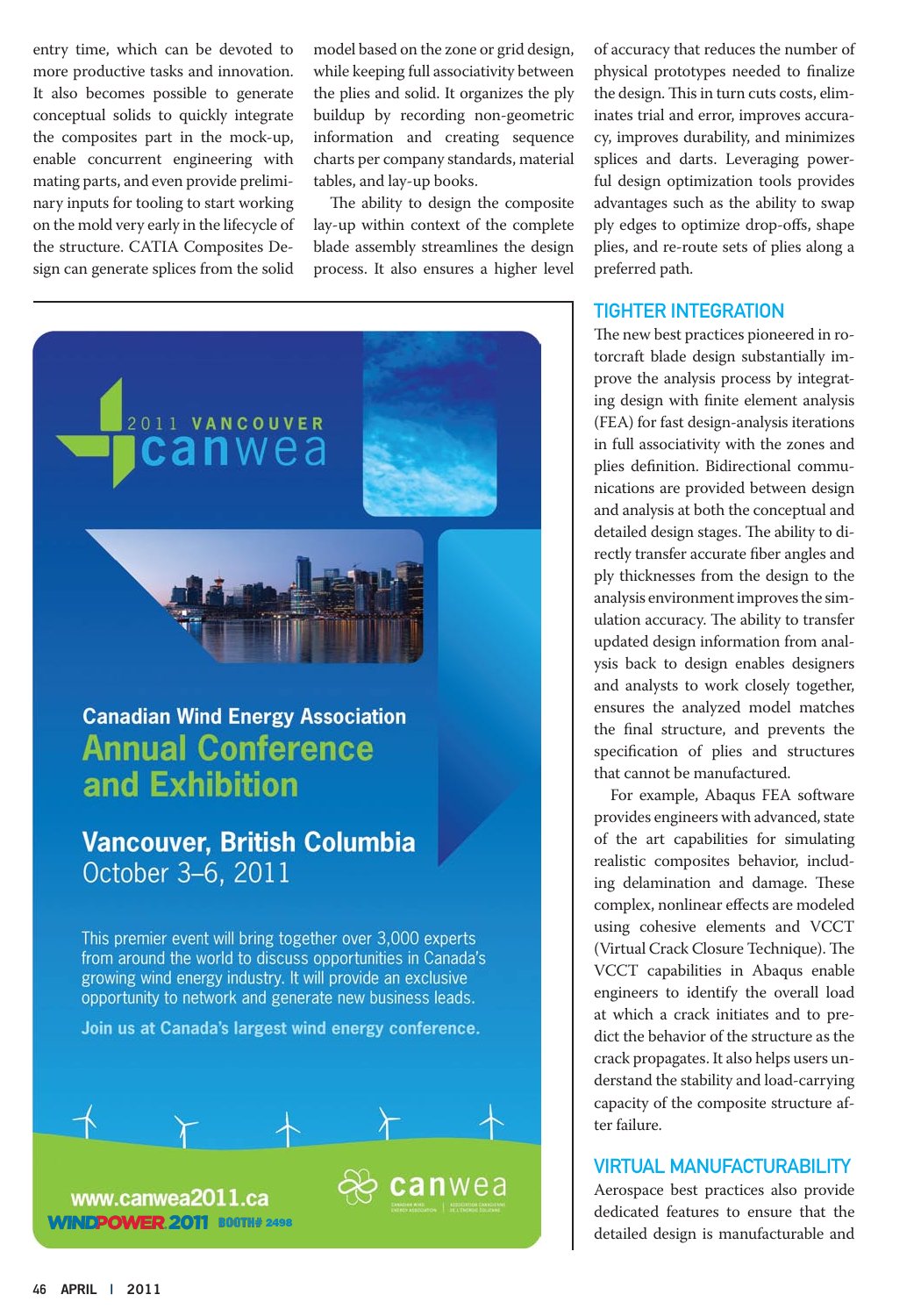entry time, which can be devoted to more productive tasks and innovation. It also becomes possible to generate conceptual solids to quickly integrate the composites part in the mock-up, enable concurrent engineering with mating parts, and even provide preliminary inputs for tooling to start working on the mold very early in the lifecycle of the structure. CATIA Composites Design can generate splices from the solid model based on the zone or grid design, while keeping full associativity between the plies and solid. It organizes the ply buildup by recording non-geometric information and creating sequence charts per company standards, material tables, and lay-up books.

The ability to design the composite lay-up within context of the complete blade assembly streamlines the design process. It also ensures a higher level of accuracy that reduces the number of physical prototypes needed to finalize the design. This in turn cuts costs, eliminates trial and error, improves accuracy, improves durability, and minimizes splices and darts. Leveraging powerful design optimization tools provides advantages such as the ability to swap ply edges to optimize drop-offs, shape plies, and re-route sets of plies along a preferred path.

2011 VANCOUVER canwea

Canadian Wind Energy Association
Annual Conference and Exhibition

Vancouver, British Columbia
October 3–6, 2011

This premier event will bring together over 3,000 experts from around the world to discuss opportunities in Canada's growing wind energy industry. It will provide an exclusive opportunity to network and generate new business leads.

Join us at Canada's largest wind energy conference.

www.canwea2011.ca
WINDPOWER 2011 BOOTH# 2498

canwea

## TIGHTER INTEGRATION

The new best practices pioneered in rotorcraft blade design substantially improve the analysis process by integrating design with finite element analysis (FEA) for fast design-analysis iterations in full associativity with the zones and plies definition. Bidirectional communications are provided between design and analysis at both the conceptual and detailed design stages. The ability to directly transfer accurate fiber angles and ply thicknesses from the design to the analysis environment improves the simulation accuracy. The ability to transfer updated design information from analysis back to design enables designers and analysts to work closely together, ensures the analyzed model matches the final structure, and prevents the specification of plies and structures that cannot be manufactured.

For example, Abaqus FEA software provides engineers with advanced, state of the art capabilities for simulating realistic composites behavior, including delamination and damage. These complex, nonlinear effects are modeled using cohesive elements and VCCT (Virtual Crack Closure Technique). The VCCT capabilities in Abaqus enable engineers to identify the overall load at which a crack initiates and to predict the behavior of the structure as the crack propagates. It also helps users understand the stability and load-carrying capacity of the composite structure after failure.

## VIRTUAL MANUFACTURABILITY

Aerospace best practices also provide dedicated features to ensure that the detailed design is manufacturable and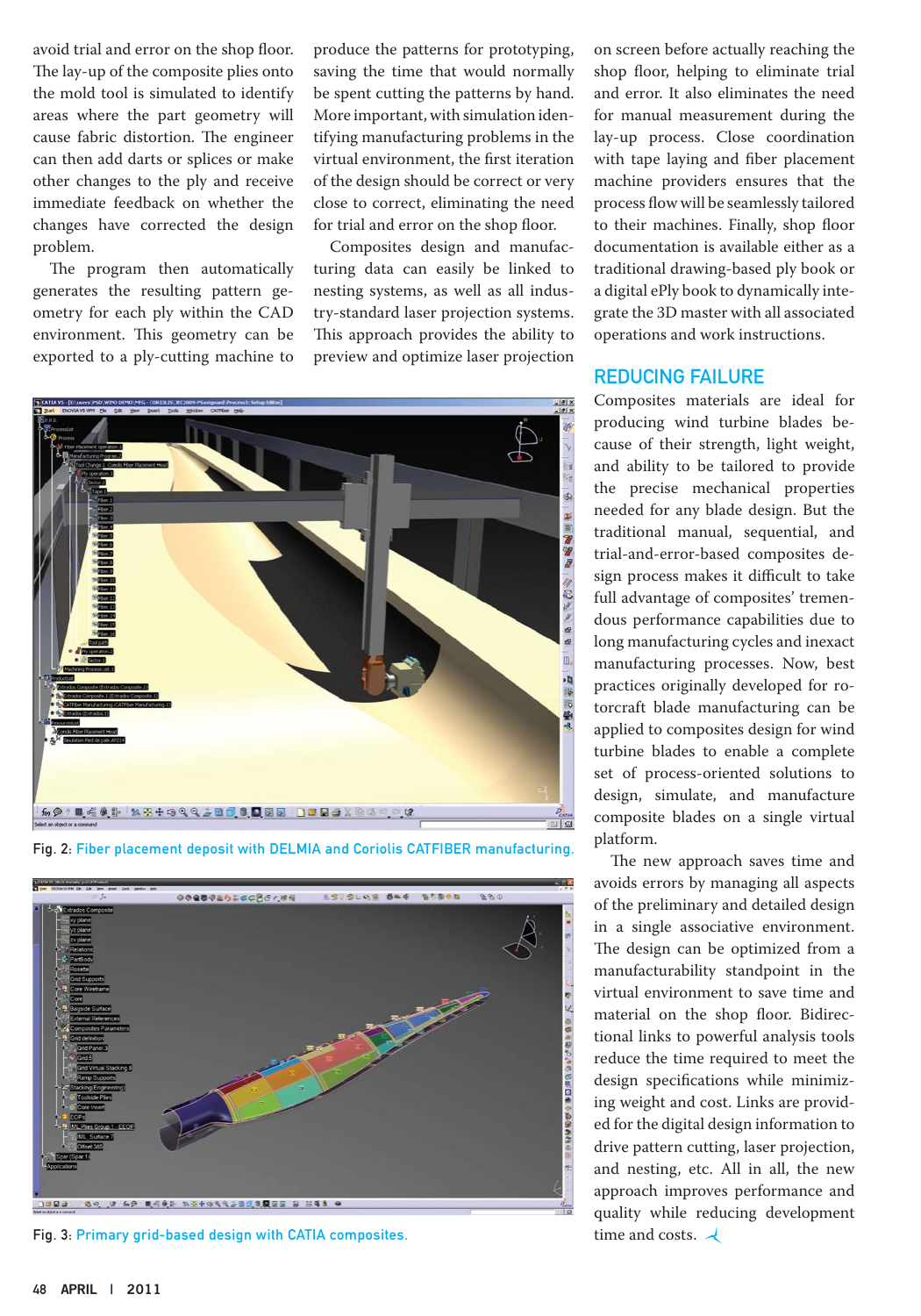avoid trial and error on the shop floor. The lay-up of the composite plies onto the mold tool is simulated to identify areas where the part geometry will cause fabric distortion. The engineer can then add darts or splices or make other changes to the ply and receive immediate feedback on whether the changes have corrected the design problem.

The program then automatically generates the resulting pattern geometry for each ply within the CAD environment. This geometry can be exported to a ply-cutting machine to produce the patterns for prototyping, saving the time that would normally be spent cutting the patterns by hand. More important, with simulation identifying manufacturing problems in the virtual environment, the first iteration of the design should be correct or very close to correct, eliminating the need for trial and error on the shop floor.

Composites design and manufacturing data can easily be linked to nesting systems, as well as all industry-standard laser projection systems. This approach provides the ability to preview and optimize laser projection on screen before actually reaching the shop floor, helping to eliminate trial and error. It also eliminates the need for manual measurement during the lay-up process. Close coordination with tape laying and fiber placement machine providers ensures that the process flow will be seamlessly tailored to their machines. Finally, shop floor documentation is available either as a traditional drawing-based ply book or a digital ePly book to dynamically integrate the 3D master with all associated operations and work instructions.

Fig. 2: Fiber placement deposit with DELMIA and Coriolis CATFIBER manufacturing.

Fig. 3: Primary grid-based design with CATIA composites.

## REDUCING FAILURE

Composites materials are ideal for producing wind turbine blades because of their strength, light weight, and ability to be tailored to provide the precise mechanical properties needed for any blade design. But the traditional manual, sequential, and trial-and-error-based composites design process makes it difficult to take full advantage of composites' tremendous performance capabilities due to long manufacturing cycles and inexact manufacturing processes. Now, best practices originally developed for rotorcraft blade manufacturing can be applied to composites design for wind turbine blades to enable a complete set of process-oriented solutions to design, simulate, and manufacture composite blades on a single virtual platform.

The new approach saves time and avoids errors by managing all aspects of the preliminary and detailed design in a single associative environment. The design can be optimized from a manufacturability standpoint in the virtual environment to save time and material on the shop floor. Bidirectional links to powerful analysis tools reduce the time required to meet the design specifications while minimizing weight and cost. Links are provided for the digital design information to drive pattern cutting, laser projection, and nesting, etc. All in all, the new approach improves performance and quality while reducing development time and costs.